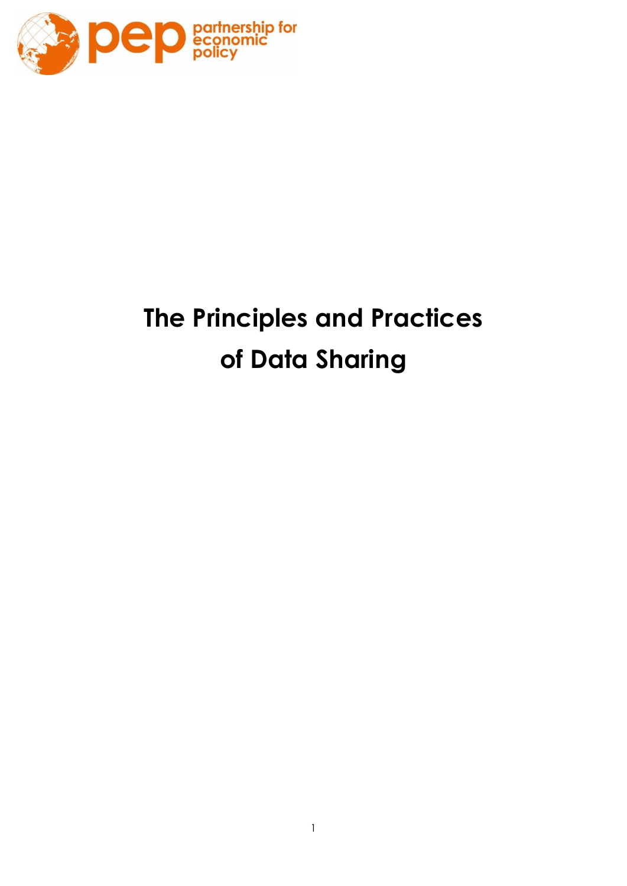# The Principles and Practices of Data Sharing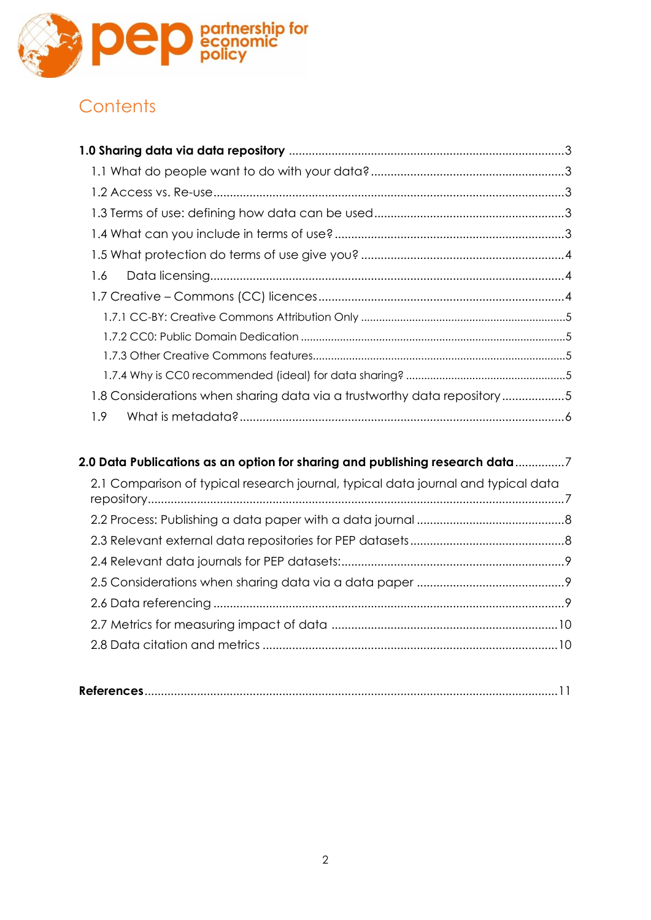# Contents

**1.0 Sharing data via data repository** ........ 3

- 1.1 What do people want to do with your data? ........ 3
- 1.2 Access vs. Re-use ........ 3
- 1.3 Terms of use: defining how data can be used ........ 3
- 1.4 What can you include in terms of use? ........ 3
- 1.5 What protection do terms of use give you? ........ 4
- 1.6 Data licensing ........ 4
- 1.7 Creative – Commons (CC) licences ........ 4
  - 1.7.1 CC-BY: Creative Commons Attribution Only ........ 5
  - 1.7.2 CC0: Public Domain Dedication ........ 5
  - 1.7.3 Other Creative Commons features ........ 5
  - 1.7.4 Why is CC0 recommended (ideal) for data sharing? ........ 5
- 1.8 Considerations when sharing data via a trustworthy data repository ........ 5
- 1.9 What is metadata? ........ 6

**2.0 Data Publications as an option for sharing and publishing research data** ........ 7

- 2.1 Comparison of typical research journal, typical data journal and typical data repository ........ 7
- 2.2 Process: Publishing a data paper with a data journal ........ 8
- 2.3 Relevant external data repositories for PEP datasets ........ 8
- 2.4 Relevant data journals for PEP datasets: ........ 9
- 2.5 Considerations when sharing data via a data paper ........ 9
- 2.6 Data referencing ........ 9
- 2.7 Metrics for measuring impact of data ........ 10
- 2.8 Data citation and metrics ........ 10

**References** ........ 11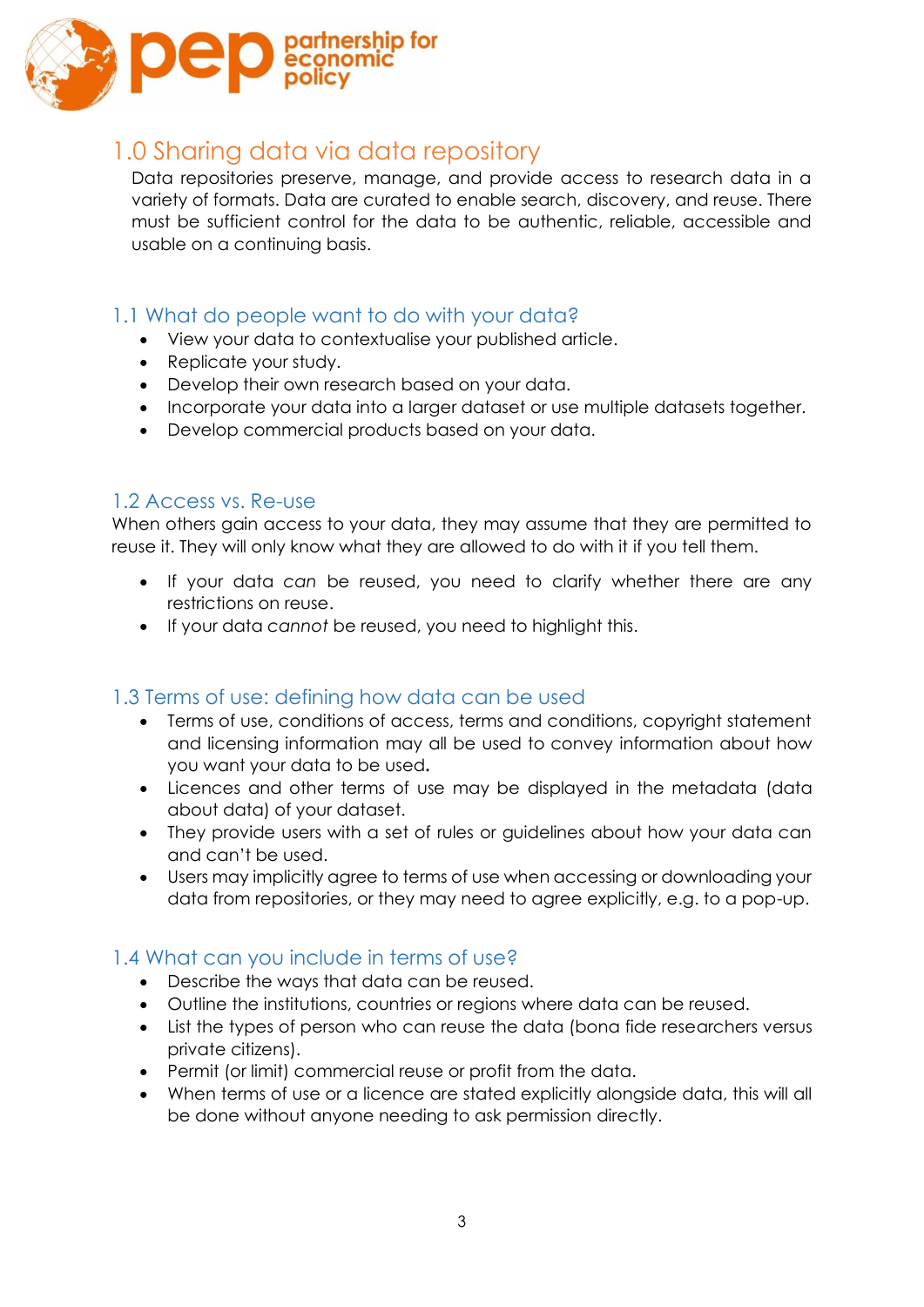## 1.0 Sharing data via data repository

Data repositories preserve, manage, and provide access to research data in a variety of formats. Data are curated to enable search, discovery, and reuse. There must be sufficient control for the data to be authentic, reliable, accessible and usable on a continuing basis.

### 1.1 What do people want to do with your data?

- View your data to contextualise your published article.
- Replicate your study.
- Develop their own research based on your data.
- Incorporate your data into a larger dataset or use multiple datasets together.
- Develop commercial products based on your data.

### 1.2 Access vs. Re-use

When others gain access to your data, they may assume that they are permitted to reuse it. They will only know what they are allowed to do with it if you tell them.

- If your data *can* be reused, you need to clarify whether there are any restrictions on reuse.
- If your data *cannot* be reused, you need to highlight this.

### 1.3 Terms of use: defining how data can be used

- Terms of use, conditions of access, terms and conditions, copyright statement and licensing information may all be used to convey information about how you want your data to be used.
- Licences and other terms of use may be displayed in the metadata (data about data) of your dataset.
- They provide users with a set of rules or guidelines about how your data can and can't be used.
- Users may implicitly agree to terms of use when accessing or downloading your data from repositories, or they may need to agree explicitly, e.g. to a pop-up.

### 1.4 What can you include in terms of use?

- Describe the ways that data can be reused.
- Outline the institutions, countries or regions where data can be reused.
- List the types of person who can reuse the data (bona fide researchers versus private citizens).
- Permit (or limit) commercial reuse or profit from the data.
- When terms of use or a licence are stated explicitly alongside data, this will all be done without anyone needing to ask permission directly.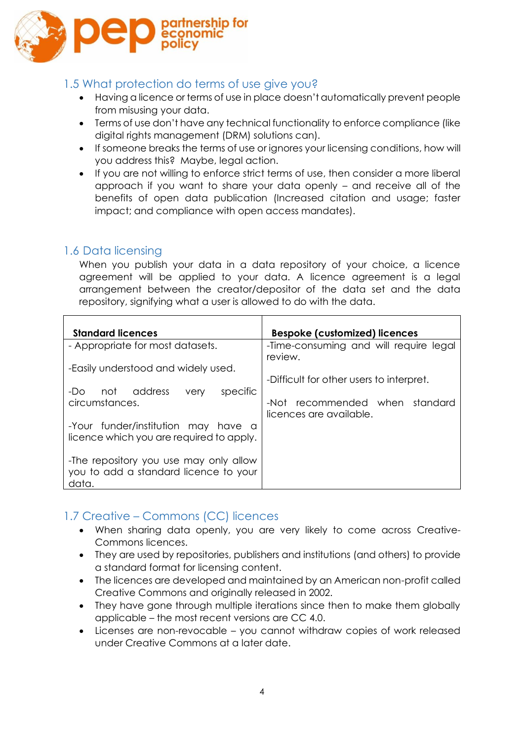## 1.5 What protection do terms of use give you?

- Having a licence or terms of use in place doesn't automatically prevent people from misusing your data.
- Terms of use don't have any technical functionality to enforce compliance (like digital rights management (DRM) solutions can).
- If someone breaks the terms of use or ignores your licensing conditions, how will you address this? Maybe, legal action.
- If you are not willing to enforce strict terms of use, then consider a more liberal approach if you want to share your data openly – and receive all of the benefits of open data publication (Increased citation and usage; faster impact; and compliance with open access mandates).

## 1.6 Data licensing

When you publish your data in a data repository of your choice, a licence agreement will be applied to your data. A licence agreement is a legal arrangement between the creator/depositor of the data set and the data repository, signifying what a user is allowed to do with the data.

| **Standard licences** | **Bespoke (customized) licences** |
|---|---|
| - Appropriate for most datasets.<br><br>-Easily understood and widely used.<br><br>-Do not address very specific circumstances.<br><br>-Your funder/institution may have a licence which you are required to apply.<br><br>-The repository you use may only allow you to add a standard licence to your data. | -Time-consuming and will require legal review.<br><br>-Difficult for other users to interpret.<br><br>-Not recommended when standard licences are available. |

## 1.7 Creative – Commons (CC) licences

- When sharing data openly, you are very likely to come across Creative-Commons licences.
- They are used by repositories, publishers and institutions (and others) to provide a standard format for licensing content.
- The licences are developed and maintained by an American non-profit called Creative Commons and originally released in 2002.
- They have gone through multiple iterations since then to make them globally applicable – the most recent versions are CC 4.0.
- Licenses are non-revocable – you cannot withdraw copies of work released under Creative Commons at a later date.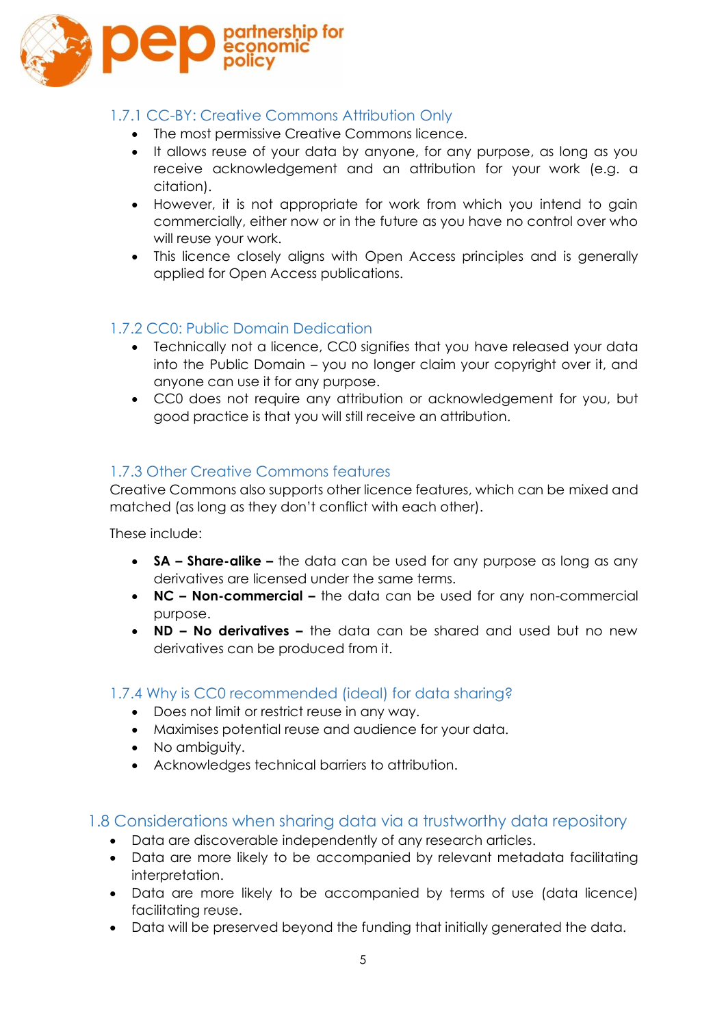### 1.7.1 CC-BY: Creative Commons Attribution Only

- The most permissive Creative Commons licence.
- It allows reuse of your data by anyone, for any purpose, as long as you receive acknowledgement and an attribution for your work (e.g. a citation).
- However, it is not appropriate for work from which you intend to gain commercially, either now or in the future as you have no control over who will reuse your work.
- This licence closely aligns with Open Access principles and is generally applied for Open Access publications.

### 1.7.2 CC0: Public Domain Dedication

- Technically not a licence, CC0 signifies that you have released your data into the Public Domain – you no longer claim your copyright over it, and anyone can use it for any purpose.
- CC0 does not require any attribution or acknowledgement for you, but good practice is that you will still receive an attribution.

### 1.7.3 Other Creative Commons features

Creative Commons also supports other licence features, which can be mixed and matched (as long as they don't conflict with each other).

These include:

- **SA – Share-alike –** the data can be used for any purpose as long as any derivatives are licensed under the same terms.
- **NC – Non-commercial –** the data can be used for any non-commercial purpose.
- **ND – No derivatives –** the data can be shared and used but no new derivatives can be produced from it.

### 1.7.4 Why is CC0 recommended (ideal) for data sharing?

- Does not limit or restrict reuse in any way.
- Maximises potential reuse and audience for your data.
- No ambiguity.
- Acknowledges technical barriers to attribution.

## 1.8 Considerations when sharing data via a trustworthy data repository

- Data are discoverable independently of any research articles.
- Data are more likely to be accompanied by relevant metadata facilitating interpretation.
- Data are more likely to be accompanied by terms of use (data licence) facilitating reuse.
- Data will be preserved beyond the funding that initially generated the data.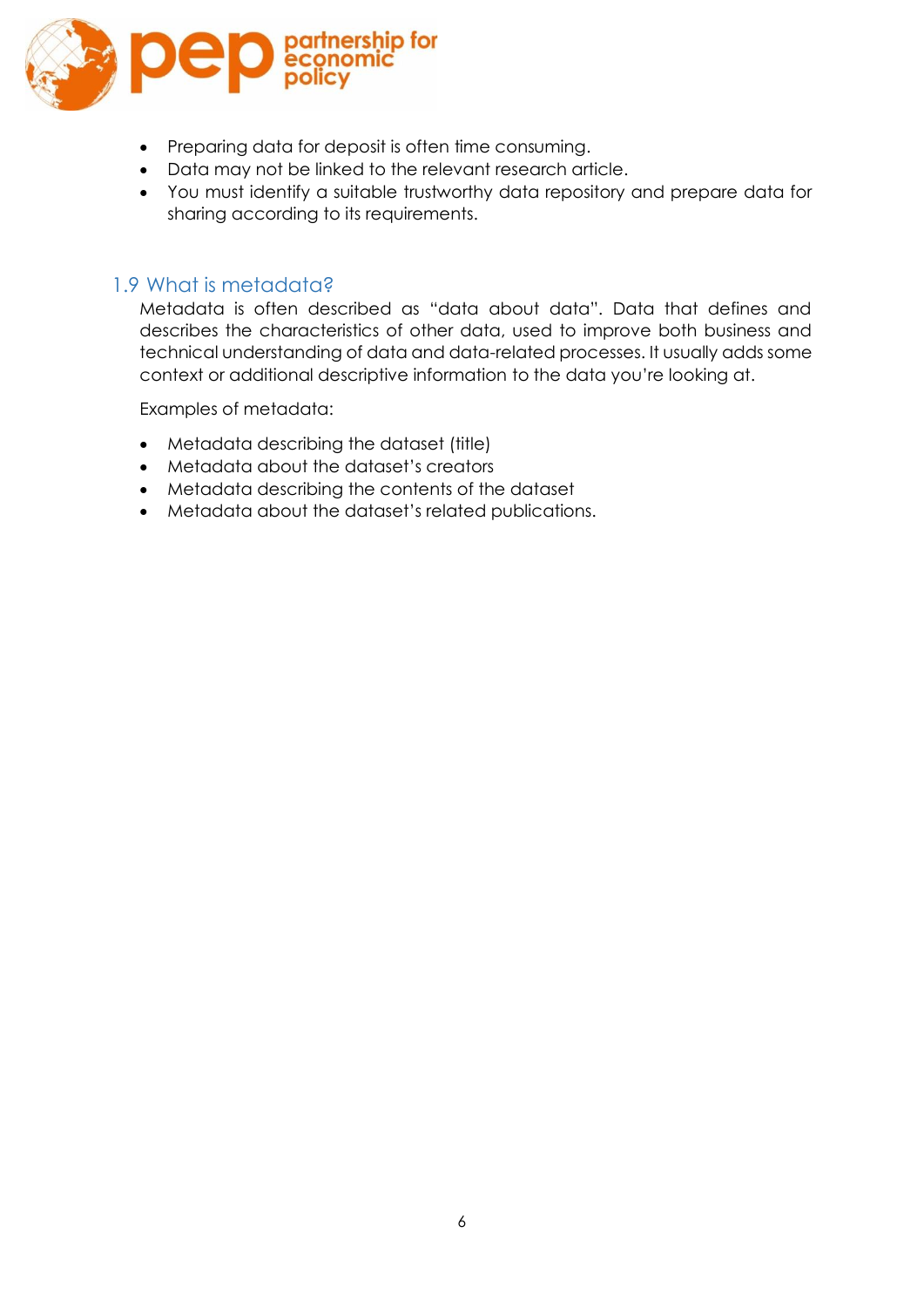- Preparing data for deposit is often time consuming.
- Data may not be linked to the relevant research article.
- You must identify a suitable trustworthy data repository and prepare data for sharing according to its requirements.

## 1.9 What is metadata?

Metadata is often described as "data about data". Data that defines and describes the characteristics of other data, used to improve both business and technical understanding of data and data-related processes. It usually adds some context or additional descriptive information to the data you're looking at.

Examples of metadata:

- Metadata describing the dataset (title)
- Metadata about the dataset's creators
- Metadata describing the contents of the dataset
- Metadata about the dataset's related publications.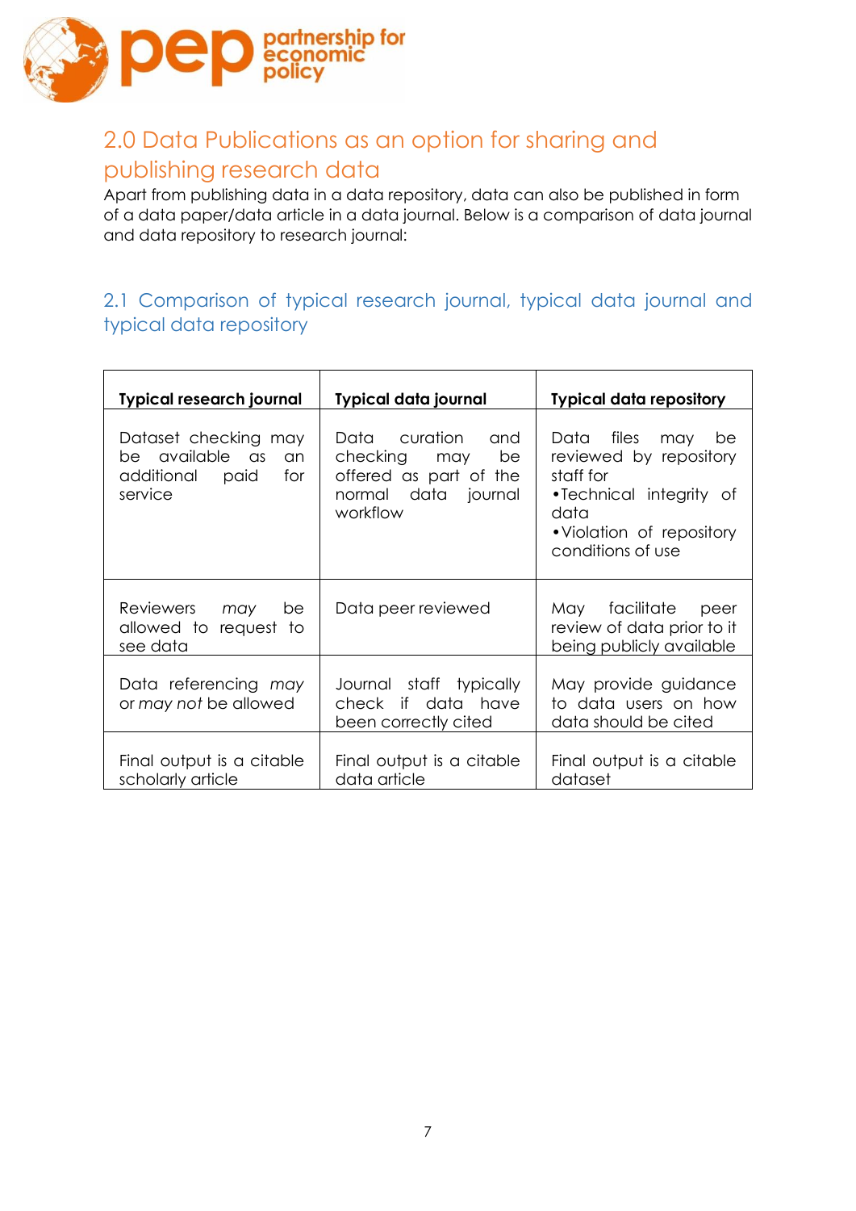## 2.0 Data Publications as an option for sharing and publishing research data

Apart from publishing data in a data repository, data can also be published in form of a data paper/data article in a data journal. Below is a comparison of data journal and data repository to research journal:

### 2.1 Comparison of typical research journal, typical data journal and typical data repository

| **Typical research journal** | **Typical data journal** | **Typical data repository** |
|---|---|---|
| Dataset checking may be available as an additional paid for service | Data curation and checking may be offered as part of the normal data journal workflow | Data files may be reviewed by repository staff for<br>•Technical integrity of data<br>•Violation of repository conditions of use |
| Reviewers *may* be allowed to request to see data | Data peer reviewed | May facilitate peer review of data prior to it being publicly available |
| Data referencing *may* or *may not* be allowed | Journal staff typically check if data have been correctly cited | May provide guidance to data users on how data should be cited |
| Final output is a citable scholarly article | Final output is a citable data article | Final output is a citable dataset |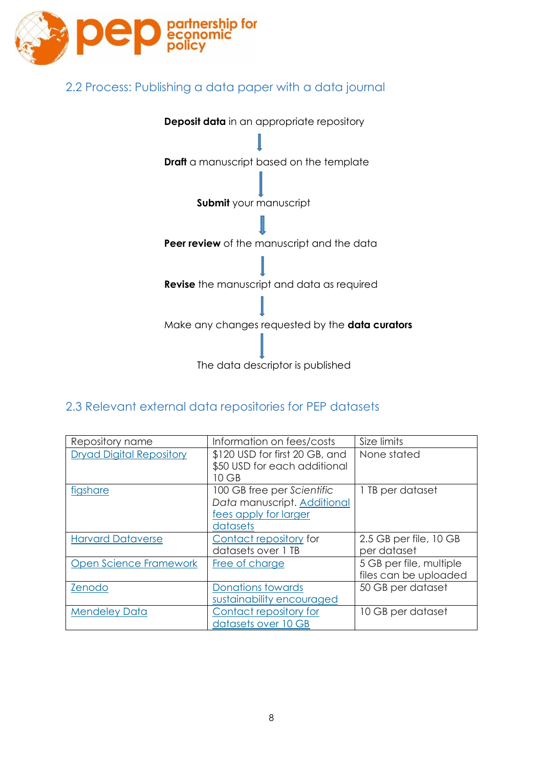## 2.2 Process: Publishing a data paper with a data journal

**Deposit data** in an appropriate repository

↓

**Draft** a manuscript based on the template

↓

**Submit** your manuscript

↓

**Peer review** of the manuscript and the data

↓

**Revise** the manuscript and data as required

↓

Make any changes requested by the **data curators**

↓

The data descriptor is published

## 2.3 Relevant external data repositories for PEP datasets

| Repository name | Information on fees/costs | Size limits |
|---|---|---|
| Dryad Digital Repository | $120 USD for first 20 GB, and $50 USD for each additional 10 GB | None stated |
| figshare | 100 GB free per *Scientific Data* manuscript. Additional fees apply for larger datasets | 1 TB per dataset |
| Harvard Dataverse | Contact repository for datasets over 1 TB | 2.5 GB per file, 10 GB per dataset |
| Open Science Framework | Free of charge | 5 GB per file, multiple files can be uploaded |
| Zenodo | Donations towards sustainability encouraged | 50 GB per dataset |
| Mendeley Data | Contact repository for datasets over 10 GB | 10 GB per dataset |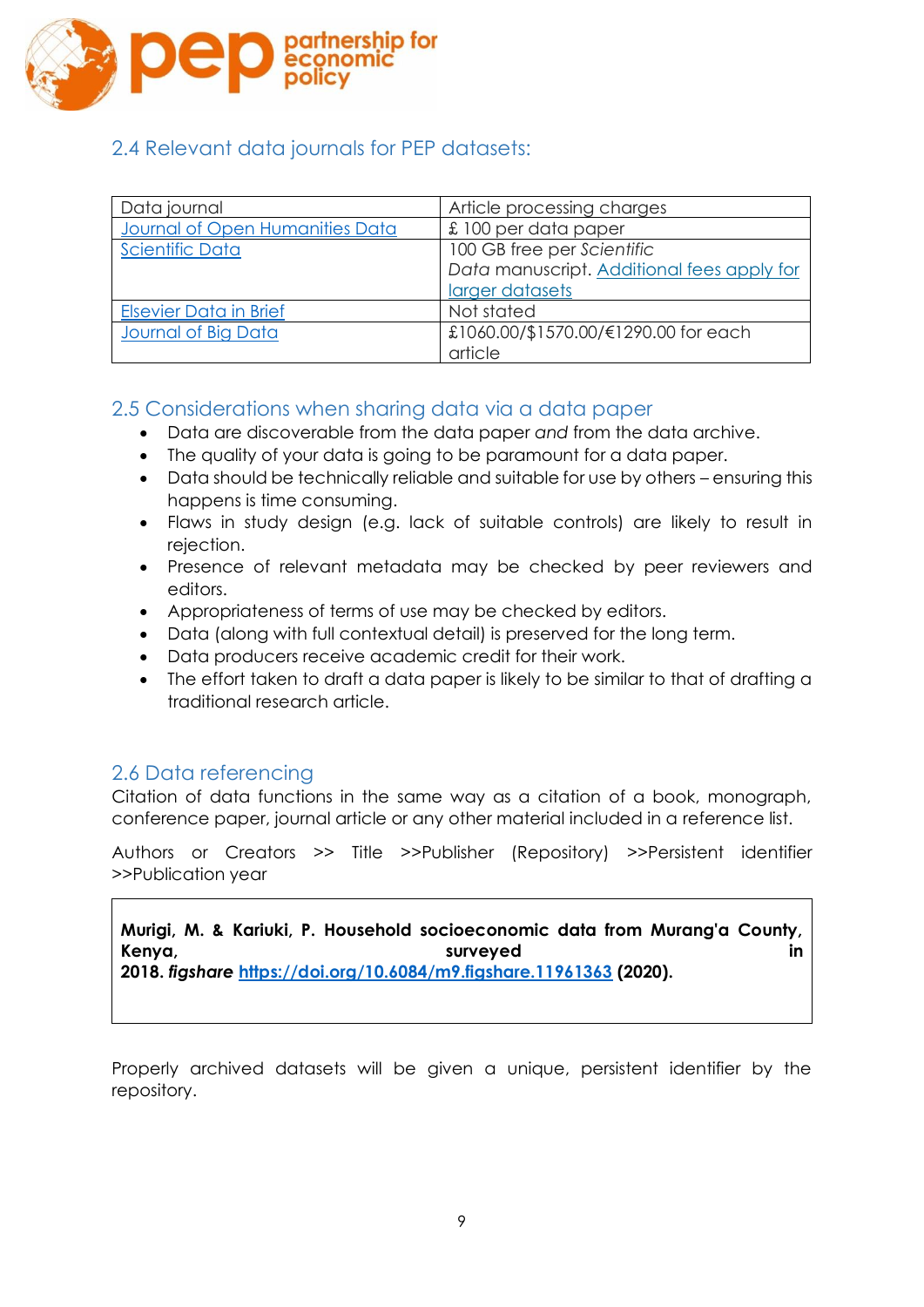## 2.4 Relevant data journals for PEP datasets:

| Data journal | Article processing charges |
|---|---|
| Journal of Open Humanities Data | £ 100 per data paper |
| Scientific Data | 100 GB free per *Scientific Data* manuscript. Additional fees apply for larger datasets |
| Elsevier Data in Brief | Not stated |
| Journal of Big Data | £1060.00/$1570.00/€1290.00 for each article |

## 2.5 Considerations when sharing data via a data paper

- Data are discoverable from the data paper *and* from the data archive.
- The quality of your data is going to be paramount for a data paper.
- Data should be technically reliable and suitable for use by others – ensuring this happens is time consuming.
- Flaws in study design (e.g. lack of suitable controls) are likely to result in rejection.
- Presence of relevant metadata may be checked by peer reviewers and editors.
- Appropriateness of terms of use may be checked by editors.
- Data (along with full contextual detail) is preserved for the long term.
- Data producers receive academic credit for their work.
- The effort taken to draft a data paper is likely to be similar to that of drafting a traditional research article.

## 2.6 Data referencing

Citation of data functions in the same way as a citation of a book, monograph, conference paper, journal article or any other material included in a reference list.

Authors or Creators >> Title >>Publisher (Repository) >>Persistent identifier >>Publication year

> **Murigi, M. & Kariuki, P. Household socioeconomic data from Murang'a County, Kenya, surveyed in 2018. *figshare* https://doi.org/10.6084/m9.figshare.11961363 (2020).**

Properly archived datasets will be given a unique, persistent identifier by the repository.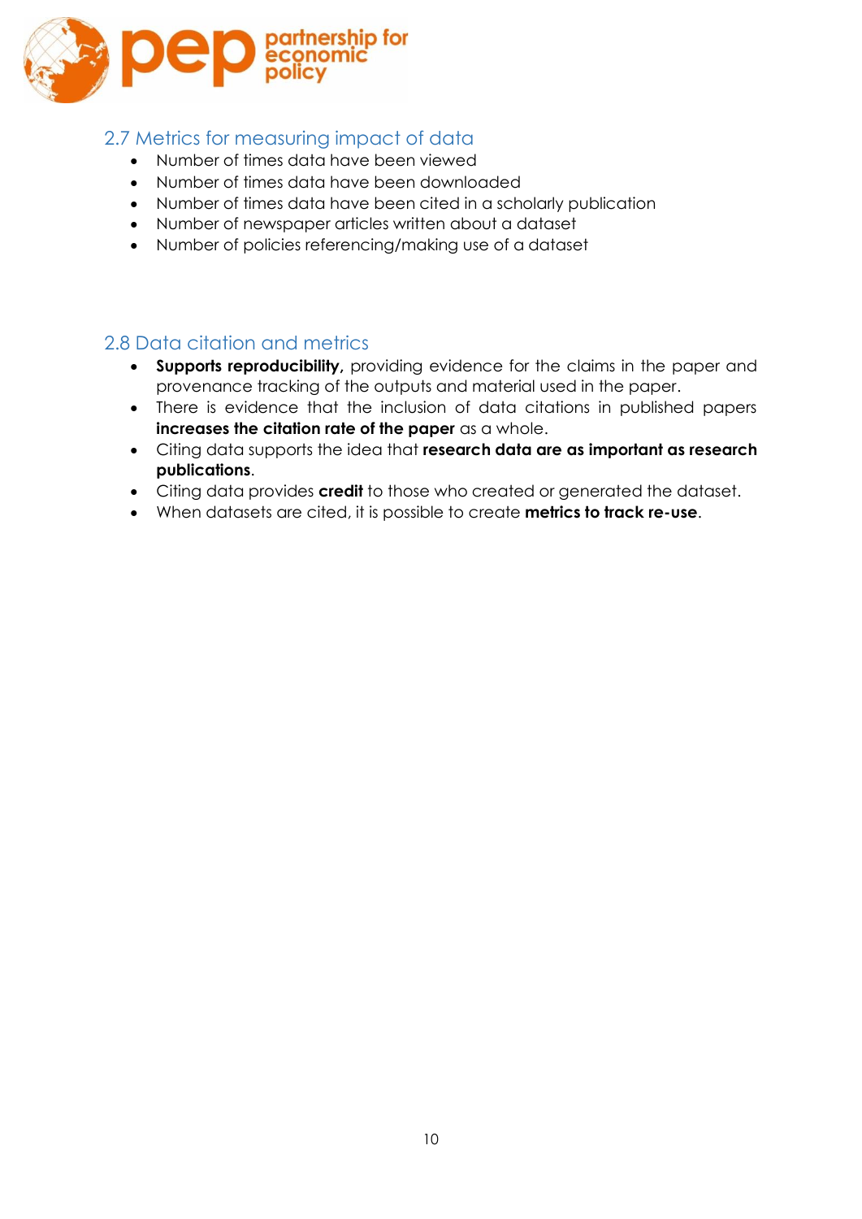## 2.7 Metrics for measuring impact of data

- Number of times data have been viewed
- Number of times data have been downloaded
- Number of times data have been cited in a scholarly publication
- Number of newspaper articles written about a dataset
- Number of policies referencing/making use of a dataset

## 2.8 Data citation and metrics

- **Supports reproducibility,** providing evidence for the claims in the paper and provenance tracking of the outputs and material used in the paper.
- There is evidence that the inclusion of data citations in published papers **increases the citation rate of the paper** as a whole.
- Citing data supports the idea that **research data are as important as research publications**.
- Citing data provides **credit** to those who created or generated the dataset.
- When datasets are cited, it is possible to create **metrics to track re-use**.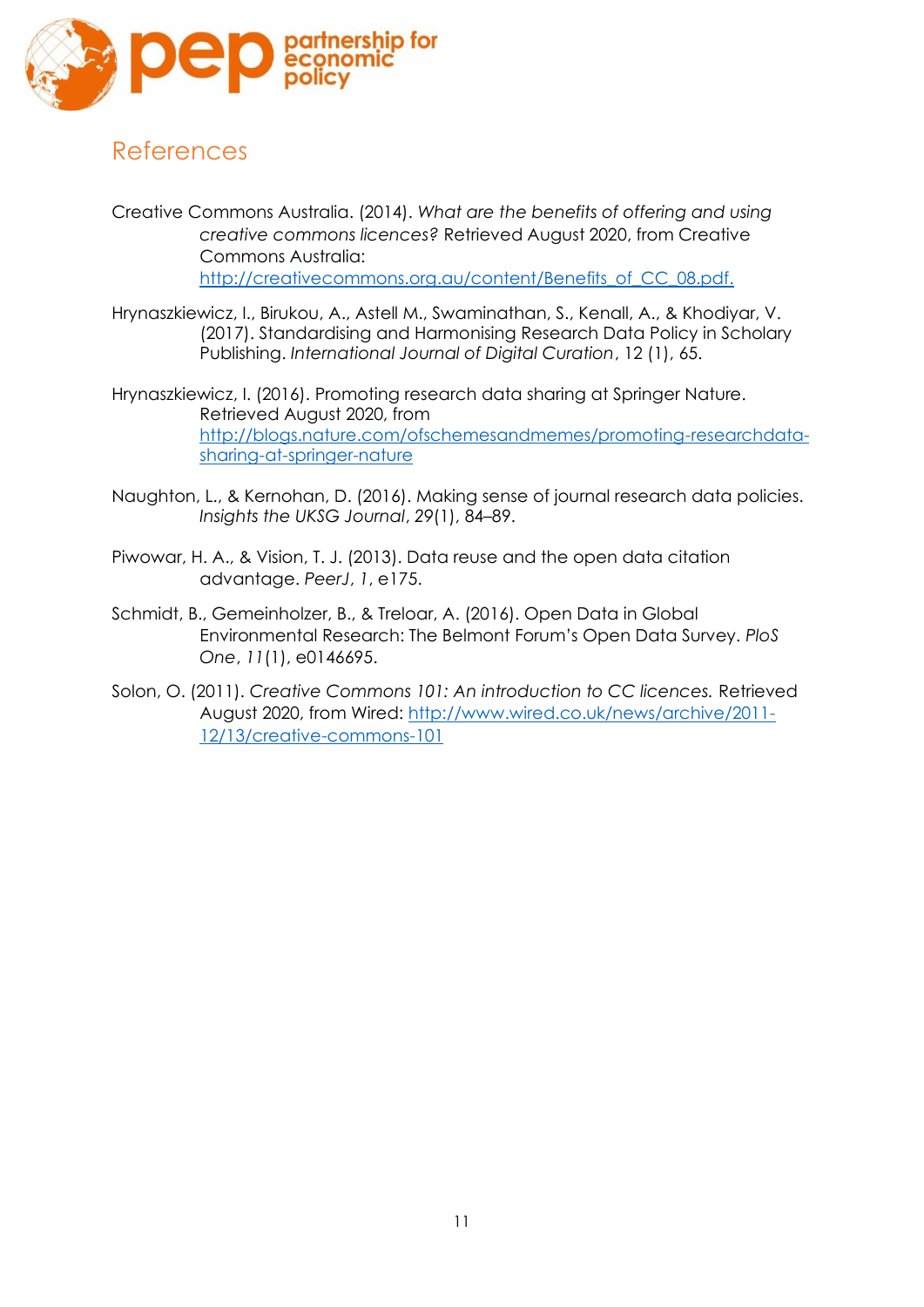## References

Creative Commons Australia. (2014). *What are the benefits of offering and using creative commons licences?* Retrieved August 2020, from Creative Commons Australia: http://creativecommons.org.au/content/Benefits_of_CC_08.pdf.

Hrynaszkiewicz, I., Birukou, A., Astell M., Swaminathan, S., Kenall, A., & Khodiyar, V. (2017). Standardising and Harmonising Research Data Policy in Scholary Publishing. *International Journal of Digital Curation*, 12 (1), 65.

Hrynaszkiewicz, I. (2016). Promoting research data sharing at Springer Nature. Retrieved August 2020, from http://blogs.nature.com/ofschemesandmemes/promoting-researchdata-sharing-at-springer-nature

Naughton, L., & Kernohan, D. (2016). Making sense of journal research data policies. *Insights the UKSG Journal*, *29*(1), 84–89.

Piwowar, H. A., & Vision, T. J. (2013). Data reuse and the open data citation advantage. *PeerJ*, *1*, e175.

Schmidt, B., Gemeinholzer, B., & Treloar, A. (2016). Open Data in Global Environmental Research: The Belmont Forum's Open Data Survey. *PloS One*, *11*(1), e0146695.

Solon, O. (2011). *Creative Commons 101: An introduction to CC licences.* Retrieved August 2020, from Wired: http://www.wired.co.uk/news/archive/2011-12/13/creative-commons-101